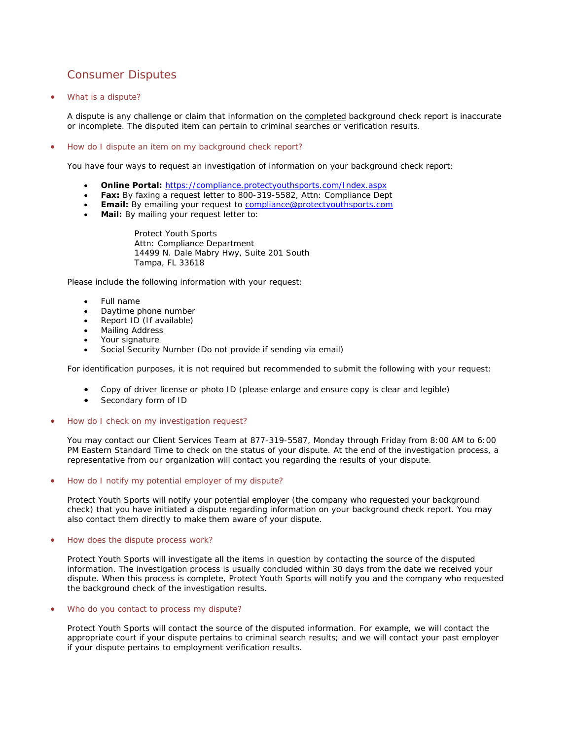# Consumer Disputes

- What is a dispute?

  A dispute is any challenge or claim that information on the completed background check report is inaccurate or incomplete. The disputed item can pertain to criminal searches or verification results.

- How do I dispute an item on my background check report?

  You have four ways to request an investigation of information on your background check report:

  - **Online Portal:** https://compliance.protectyouthsports.com/Index.aspx
  - **Fax:** By faxing a request letter to 800-319-5582, Attn: Compliance Dept
  - **Email:** By emailing your request to compliance@protectyouthsports.com
  - **Mail:** By mailing your request letter to:

    Protect Youth Sports
    Attn: Compliance Department
    14499 N. Dale Mabry Hwy, Suite 201 South
    Tampa, FL 33618

  Please include the following information with your request:

  - Full name
  - Daytime phone number
  - Report ID (If available)
  - Mailing Address
  - Your signature
  - Social Security Number (Do not provide if sending via email)

  For identification purposes, it is not required but recommended to submit the following with your request:

  - Copy of driver license or photo ID (please enlarge and ensure copy is clear and legible)
  - Secondary form of ID

- How do I check on my investigation request?

  You may contact our Client Services Team at 877-319-5587, Monday through Friday from 8:00 AM to 6:00 PM Eastern Standard Time to check on the status of your dispute. At the end of the investigation process, a representative from our organization will contact you regarding the results of your dispute.

- How do I notify my potential employer of my dispute?

  Protect Youth Sports will notify your potential employer (the company who requested your background check) that you have initiated a dispute regarding information on your background check report. You may also contact them directly to make them aware of your dispute.

- How does the dispute process work?

  Protect Youth Sports will investigate all the items in question by contacting the source of the disputed information. The investigation process is usually concluded within 30 days from the date we received your dispute. When this process is complete, Protect Youth Sports will notify you and the company who requested the background check of the investigation results.

- Who do you contact to process my dispute?

  Protect Youth Sports will contact the source of the disputed information. For example, we will contact the appropriate court if your dispute pertains to criminal search results; and we will contact your past employer if your dispute pertains to employment verification results.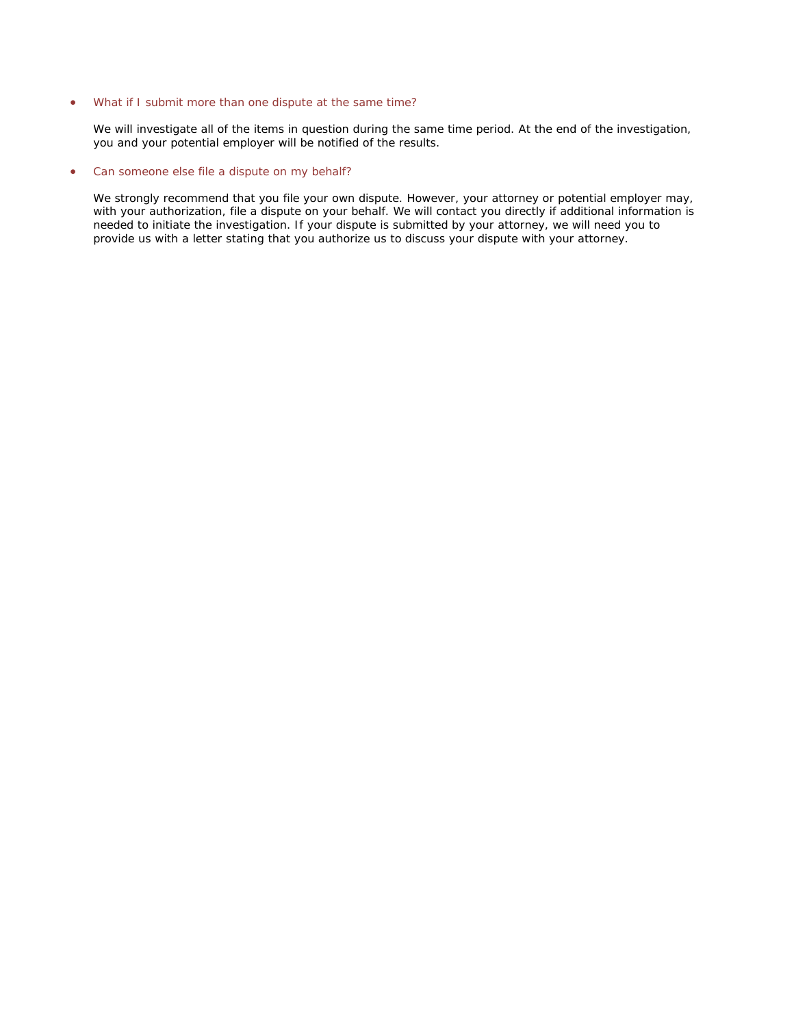- What if I submit more than one dispute at the same time?

  We will investigate all of the items in question during the same time period. At the end of the investigation, you and your potential employer will be notified of the results.

- Can someone else file a dispute on my behalf?

  We strongly recommend that you file your own dispute. However, your attorney or potential employer may, with your authorization, file a dispute on your behalf. We will contact you directly if additional information is needed to initiate the investigation. If your dispute is submitted by your attorney, we will need you to provide us with a letter stating that you authorize us to discuss your dispute with your attorney.